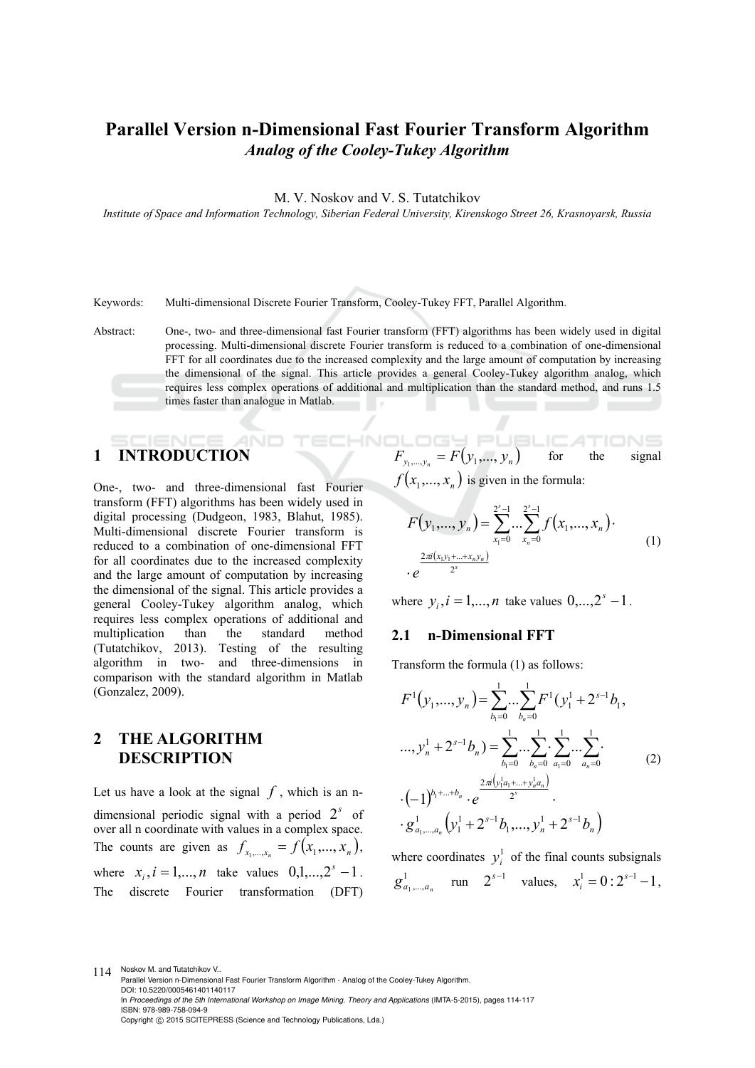# Parallel Version n-Dimensional Fast Fourier Transform Algorithm

### *Analog of the Cooley-Tukey Algorithm*

M. V. Noskov and V. S. Tutatchikov

*Institute of Space and Information Technology, Siberian Federal University, Kirenskogo Street 26, Krasnoyarsk, Russia*

Keywords: Multi-dimensional Discrete Fourier Transform, Cooley-Tukey FFT, Parallel Algorithm.

Abstract: One-, two- and three-dimensional fast Fourier transform (FFT) algorithms has been widely used in digital processing. Multi-dimensional discrete Fourier transform is reduced to a combination of one-dimensional FFT for all coordinates due to the increased complexity and the large amount of computation by increasing the dimensional of the signal. This article provides a general Cooley-Tukey algorithm analog, which requires less complex operations of additional and multiplication than the standard method, and runs 1.5 times faster than analogue in Matlab.

## 1 INTRODUCTION

One-, two- and three-dimensional fast Fourier transform (FFT) algorithms has been widely used in digital processing (Dudgeon, 1983, Blahut, 1985). Multi-dimensional discrete Fourier transform is reduced to a combination of one-dimensional FFT for all coordinates due to the increased complexity and the large amount of computation by increasing the dimensional of the signal. This article provides a general Cooley-Tukey algorithm analog, which requires less complex operations of additional and multiplication than the standard method (Tutatchikov, 2013). Testing of the resulting algorithm in two- and three-dimensions in comparison with the standard algorithm in Matlab (Gonzalez, 2009).

## 2 THE ALGORITHM DESCRIPTION

Let us have a look at the signal $f$, which is an n-dimensional periodic signal with a period $2^s$ of over all n coordinate with values in a complex space. The counts are given as $f_{x_1,\dots,x_n} = f(x_1,\dots,x_n)$, where $x_i, i=1,\dots,n$ take values $0,1,\dots,2^s-1$. The discrete Fourier transformation (DFT) $F_{y_1,\dots,y_n} = F(y_1,\dots,y_n)$ for the signal $f(x_1,\dots,x_n)$ is given in the formula:

$$F(y_1,\dots,y_n) = \sum_{x_1=0}^{2^s-1}\dots\sum_{x_n=0}^{2^s-1} f(x_1,\dots,x_n)\cdot \cdot e^{\frac{2\pi i(x_1y_1+\dots+x_ny_n)}{2^s}} \tag{1}$$

where $y_i, i=1,\dots,n$ take values $0,\dots,2^s-1$.

### 2.1 n-Dimensional FFT

Transform the formula (1) as follows:

$$\begin{aligned} F^1(y_1,\dots,y_n) &= \sum_{b_1=0}^{1}\dots\sum_{b_n=0}^{1} F^1(y_1^1+2^{s-1}b_1, \\ \dots, y_n^1+2^{s-1}b_n) &= \sum_{b_1=0}^{1}\dots\sum_{b_n=0}^{1}\cdot\sum_{a_1=0}^{1}\dots\sum_{a_n=0}^{1}\cdot \\ \cdot(-1)^{b_1+\dots+b_n}&\cdot e^{\frac{2\pi i\left(y_1^1a_1+\dots+y_n^1a_n\right)}{2^s}}\cdot \\ \cdot\, g^1_{a_1,\dots,a_n}&\left(y_1^1+2^{s-1}b_1,\dots,y_n^1+2^{s-1}b_n\right) \end{aligned} \tag{2}$$

where coordinates $y_i^1$ of the final counts subsignals $g^1_{a_1,\dots,a_n}$ run $2^{s-1}$ values, $x_i^1 = 0:2^{s-1}-1$,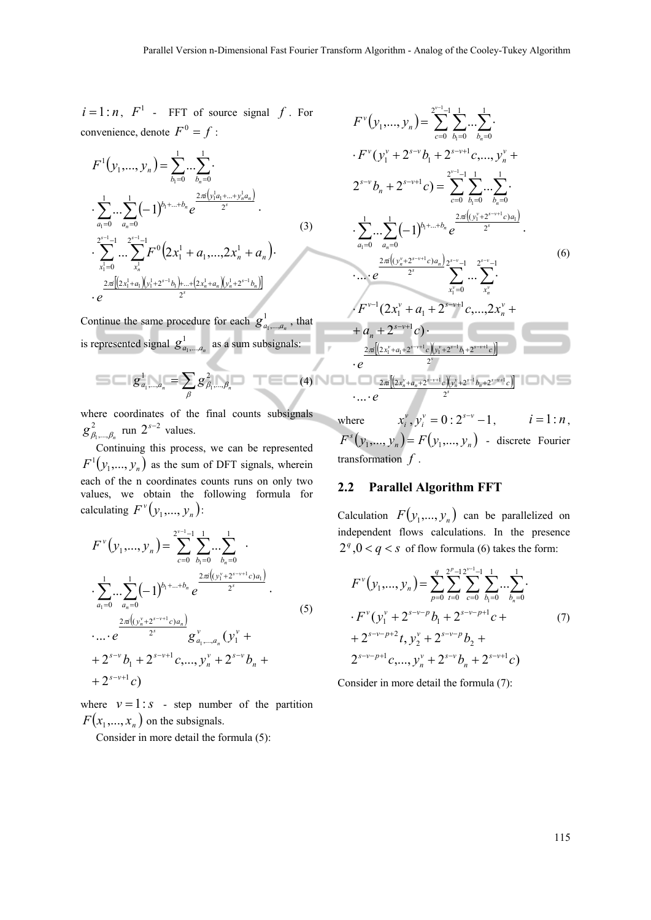$i = 1:n$, $F^1$ - FFT of source signal $f$. For convenience, denote $F^0 = f$:

$$
\begin{aligned}
F^1(y_1,...,y_n) &= \sum_{b_1=0}^{1} ... \sum_{b_n=0}^{1} \cdot \\
&\cdot \sum_{a_1=0}^{1} ... \sum_{a_n=0}^{1} (-1)^{b_1+...+b_n} e^{\frac{2\pi i \left(y_1^1 a_1 + ... + y_n^1 a_n\right)}{2^s}} \cdot \\
&\cdot \sum_{x_1^1=0}^{2^{s-1}-1} ... \sum_{x_n^1}^{2^{s-1}-1} F^0\left(2x_1^1 + a_1, ..., 2x_n^1 + a_n\right) \cdot \\
&\cdot e^{\frac{2\pi i \left[\left(2x_1^1 + a_1\right)\left(y_1^1 + 2^{s-1} b_1\right) + ... + \left(2x_n^1 + a_n\right)\left(y_n^1 + 2^{s-1} b_n\right)\right]}{2^s}}
\end{aligned}
\tag{3}
$$

Continue the same procedure for each $g^1_{a_1,...,a_n}$, that is represented signal $g^1_{a_1,...,a_n}$ as a sum subsignals:

$$
g^1_{a_1,...,a_n} = \sum_{\beta} g^2_{\beta_1,...,\beta_n} \tag{4}
$$

where coordinates of the final counts subsignals $g^2_{\beta_1,...,\beta_n}$ run $2^{s-2}$ values.

Continuing this process, we can be represented $F^1(y_1,...,y_n)$ as the sum of DFT signals, wherein each of the n coordinates counts runs on only two values, we obtain the following formula for calculating $F^v(y_1,...,y_n)$:

$$
\begin{aligned}
F^v(y_1,...,y_n) &= \sum_{c=0}^{2^{v-1}-1} \sum_{b_1=0}^{1} ... \sum_{b_n=0}^{1} \cdot \\
&\cdot \sum_{a_1=0}^{1} ... \sum_{a_n=0}^{1} (-1)^{b_1+...+b_n} e^{\frac{2\pi i \left(\left(y_1^v + 2^{s-v+1} c\right) a_1\right)}{2^s}} \cdot \\
&\cdot ... \cdot e^{\frac{2\pi i \left(\left(y_n^v + 2^{s-v+1} c\right) a_n\right)}{2^s}} g^v_{a_1,...,a_n}(y_1^v + \\
&+ 2^{s-v} b_1 + 2^{s-v+1} c, ..., y_n^v + 2^{s-v} b_n + \\
&+ 2^{s-v+1} c)
\end{aligned}
\tag{5}
$$

where $v = 1:s$ - step number of the partition $F(x_1,...,x_n)$ on the subsignals.

Consider in more detail the formula (5):

$$
\begin{aligned}
F^v(y_1,...,y_n) &= \sum_{c=0}^{2^{v-1}-1} \sum_{b_1=0}^{1} ... \sum_{b_n=0}^{1} \cdot \\
&\cdot F^v(y_1^v + 2^{s-v} b_1 + 2^{s-v+1} c, ..., y_n^v + \\
&2^{s-v} b_n + 2^{s-v+1} c) = \sum_{c=0}^{2^{v-1}-1} \sum_{b_1=0}^{1} ... \sum_{b_n=0}^{1} \cdot \\
&\cdot \sum_{a_1=0}^{1} ... \sum_{a_n=0}^{1} (-1)^{b_1+...+b_n} e^{\frac{2\pi i \left(\left(y_1^v + 2^{s-v+1} c\right) a_1\right)}{2^s}} \cdot \\
&\cdot ... \cdot e^{\frac{2\pi i \left(\left(y_n^v + 2^{s-v+1} c\right) a_n\right)}{2^s}} \sum_{x_1^v=0}^{2^{s-v}-1} ... \sum_{x_n^v}^{2^{s-v}-1} \cdot \\
&\cdot F^{v-1}(2x_1^v + a_1 + 2^{s-v+1} c, ..., 2x_n^v + \\
&+ a_n + 2^{s-v+1} c) \cdot \\
&\cdot e^{\frac{2\pi i \left[\left(2x_1^v + a_1 + 2^{s-v+1} c\right)\left(y_1^v + 2^{s-1} b_1 + 2^{s-v+1} c\right)\right]}{2^s}} \\
&\cdot ... \cdot e^{\frac{2\pi i \left[\left(2x_n^v + a_n + 2^{s-v+1} c\right)\left(y_n^v + 2^{s-1} b_n + 2^{s-v+1} c\right)\right]}{2^s}}
\end{aligned}
\tag{6}
$$

where $x_i^v, y_i^v = 0 : 2^{s-v} - 1$, $i = 1:n$, $F^s(y_1,...,y_n) = F(y_1,...,y_n)$ - discrete Fourier transformation $f$.

## 2.2 Parallel Algorithm FFT

Calculation $F(y_1,...,y_n)$ can be parallelized on independent flows calculations. In the presence $2^q, 0 < q < s$ of flow formula (6) takes the form:

$$
\begin{aligned}
F^v(y_1,...,y_n) &= \sum_{p=0}^{q} \sum_{t=0}^{2^p-1} \sum_{c=0}^{2^{v-1}-1} \sum_{b_1=0}^{1} ... \sum_{b_n=0}^{1} \cdot \\
&\cdot F^v(y_1^v + 2^{s-v-p} b_1 + 2^{s-v-p+1} c + \\
&+ 2^{s-v-p+2} t, y_2^v + 2^{s-v-p} b_2 + \\
&2^{s-v-p+1} c, ..., y_n^v + 2^{s-v} b_n + 2^{s-v+1} c)
\end{aligned}
\tag{7}
$$

Consider in more detail the formula (7):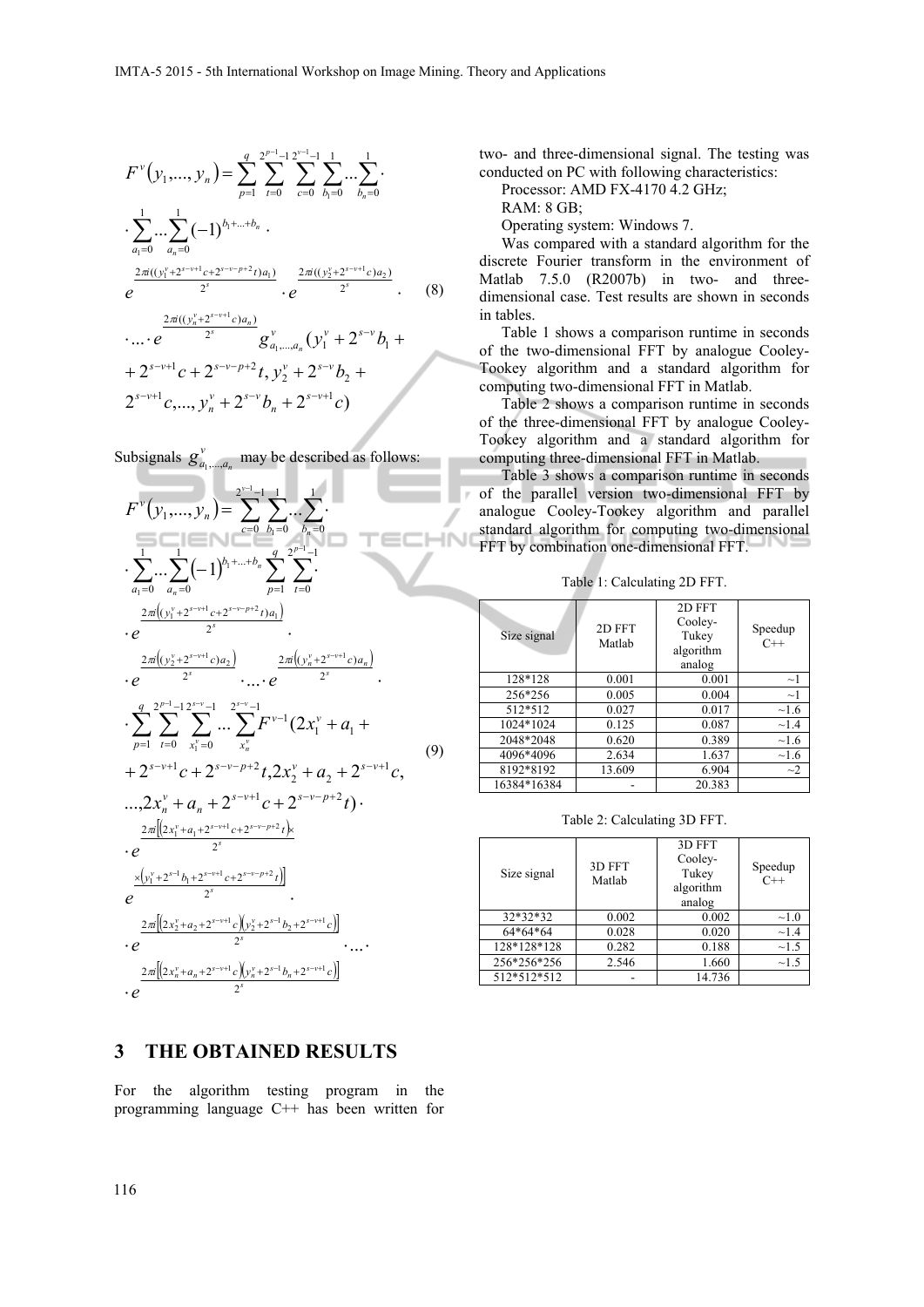$$F^{v}(y_1,...,y_n)=\sum_{p=1}^{q}\sum_{t=0}^{2^{p-1}-1}\sum_{c=0}^{2^{v-1}-1}\sum_{b_1=0}^{1}...\sum_{b_n=0}^{1}\cdot$$
$$\cdot\sum_{a_1=0}^{1}...\sum_{a_n=0}^{1}(-1)^{b_1+...+b_n}\cdot$$
$$e^{\frac{2\pi i((y_1^v+2^{s-v+1}c+2^{s-v-p+2}t)a_1)}{2^s}}\cdot e^{\frac{2\pi i((y_2^v+2^{s-v+1}c)a_2)}{2^s}}\cdot \tag{8}$$
$$\cdot...\cdot e^{\frac{2\pi i((y_n^v+2^{s-v+1}c)a_n)}{2^s}} g^{v}_{a_1,...,a_n}(y_1^v+2^{s-v}b_1+$$
$$+2^{s-v+1}c+2^{s-v-p+2}t,y_2^v+2^{s-v}b_2+$$
$$2^{s-v+1}c,...,y_n^v+2^{s-v}b_n+2^{s-v+1}c)$$

Subsignals $g^{v}_{a_1,...,a_n}$ may be described as follows:

$$F^{v}(y_1,...,y_n)=\sum_{c=0}^{2^{v-1}-1}\sum_{b_1=0}^{1}...\sum_{b_n=0}^{1}\cdot$$
$$\cdot\sum_{a_1=0}^{1}...\sum_{a_n=0}^{1}(-1)^{b_1+...+b_n}\sum_{p=1}^{q}\sum_{t=0}^{2^{p-1}-1}\cdot$$
$$\cdot e^{\frac{2\pi i\left(y_1^v+2^{s-v+1}c+2^{s-v-p+2}t\right)a_1}{2^s}}\cdot$$
$$\cdot e^{\frac{2\pi i\left(y_2^v+2^{s-v+1}c\right)a_2}{2^s}}\cdot...\cdot e^{\frac{2\pi i\left((y_n^v+2^{s-v+1}c)a_n\right)}{2^s}}\cdot$$
$$\cdot\sum_{p=1}^{q}\sum_{t=0}^{2^{p-1}-1}\sum_{x_1^v=0}^{2^{s-v}-1}...\sum_{x_n^v}^{2^{s-v}-1}F^{v-1}(2x_1^v+a_1+$$
$$+2^{s-v+1}c+2^{s-v-p+2}t,2x_2^v+a_2+2^{s-v+1}c, \tag{9}$$
$$...,2x_n^v+a_n+2^{s-v+1}c+2^{s-v-p+2}t)\cdot$$
$$\cdot e^{\frac{2\pi i\left[\left(2x_1^v+a_1+2^{s-v+1}c+2^{s-v-p+2}t\right)\times\right.}{2^s}}$$
$$e^{\frac{\left.\times\left(y_1^v+2^{s-1}b_1+2^{s-v+1}c+2^{s-v-p+2}t\right)\right]}{2^s}}\cdot$$
$$\cdot e^{\frac{2\pi i\left[\left(2x_2^v+a_2+2^{s-v+1}c\right)\left(y_2^v+2^{s-1}b_2+2^{s-v+1}c\right)\right]}{2^s}}\cdot...\cdot$$
$$\cdot e^{\frac{2\pi i\left[\left(2x_n^v+a_n+2^{s-v+1}c\right)\left(y_n^v+2^{s-1}b_n+2^{s-v+1}c\right)\right]}{2^s}}$$

## 3 THE OBTAINED RESULTS

For the algorithm testing program in the programming language C++ has been written for two- and three-dimensional signal. The testing was conducted on PC with following characteristics:

Processor: AMD FX-4170 4.2 GHz;

RAM: 8 GB;

Operating system: Windows 7.

Was compared with a standard algorithm for the discrete Fourier transform in the environment of Matlab 7.5.0 (R2007b) in two- and three-dimensional case. Test results are shown in seconds in tables.

Table 1 shows a comparison runtime in seconds of the two-dimensional FFT by analogue Cooley-Tookey algorithm and a standard algorithm for computing two-dimensional FFT in Matlab.

Table 2 shows a comparison runtime in seconds of the three-dimensional FFT by analogue Cooley-Tookey algorithm and a standard algorithm for computing three-dimensional FFT in Matlab.

Table 3 shows a comparison runtime in seconds of the parallel version two-dimensional FFT by analogue Cooley-Tookey algorithm and parallel standard algorithm for computing two-dimensional FFT by combination one-dimensional FFT.

Table 1: Calculating 2D FFT.

| Size signal | 2D FFT Matlab | 2D FFT Cooley-Tukey algorithm analog | Speedup C++ |
|---|---|---|---|
| 128*128 | 0.001 | 0.001 | ~1 |
| 256*256 | 0.005 | 0.004 | ~1 |
| 512*512 | 0.027 | 0.017 | ~1.6 |
| 1024*1024 | 0.125 | 0.087 | ~1.4 |
| 2048*2048 | 0.620 | 0.389 | ~1.6 |
| 4096*4096 | 2.634 | 1.637 | ~1.6 |
| 8192*8192 | 13.609 | 6.904 | ~2 |
| 16384*16384 | - | 20.383 | |

Table 2: Calculating 3D FFT.

| Size signal | 3D FFT Matlab | 3D FFT Cooley-Tukey algorithm analog | Speedup C++ |
|---|---|---|---|
| 32*32*32 | 0.002 | 0.002 | ~1.0 |
| 64*64*64 | 0.028 | 0.020 | ~1.4 |
| 128*128*128 | 0.282 | 0.188 | ~1.5 |
| 256*256*256 | 2.546 | 1.660 | ~1.5 |
| 512*512*512 | - | 14.736 | |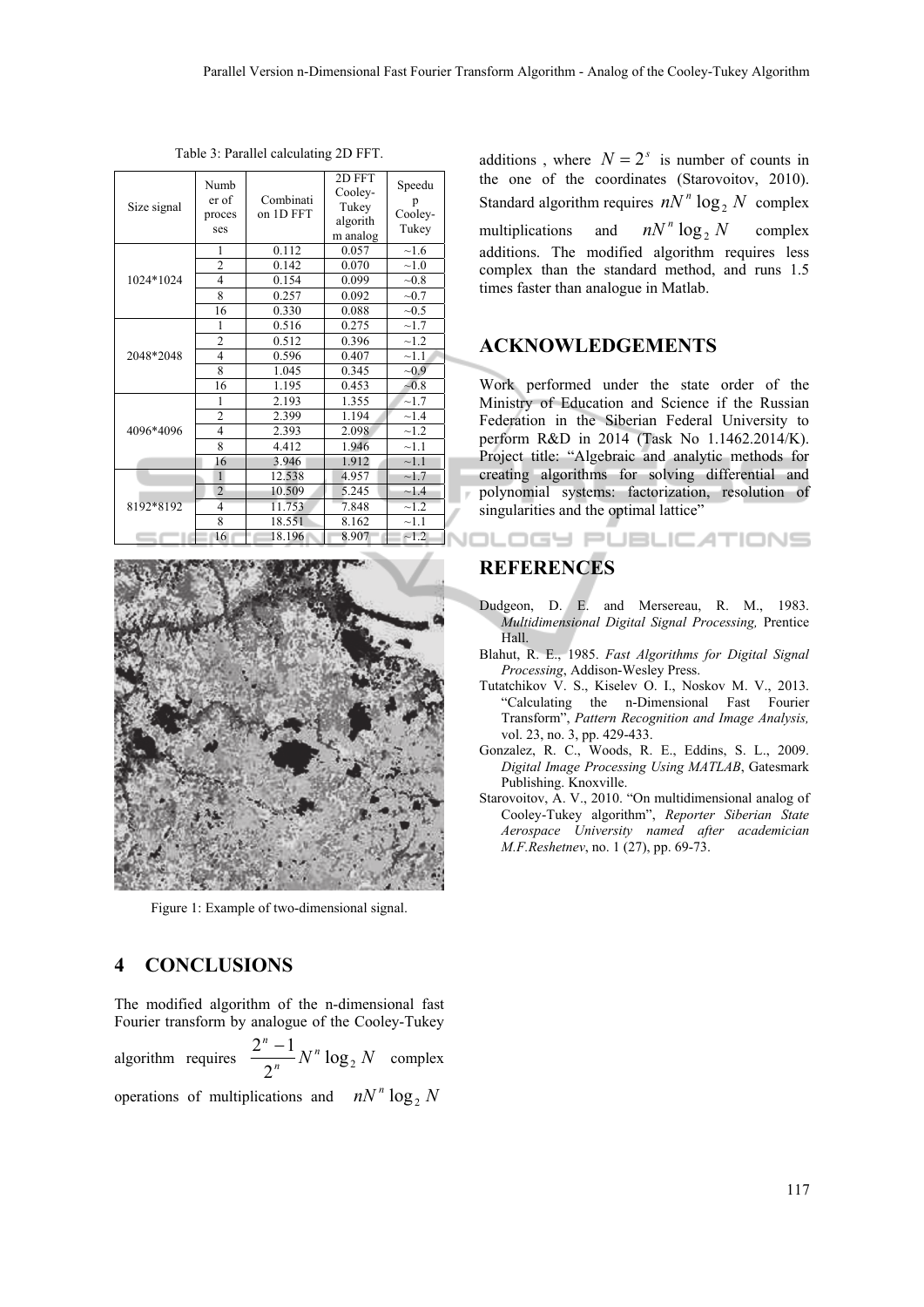Table 3: Parallel calculating 2D FFT.

| Size signal | Number of processes | Combination 1D FFT | 2D FFT Cooley-Tukey algorithm analog | Speedup Cooley-Tukey |
|---|---|---|---|---|
| 1024*1024 | 1 | 0.112 | 0.057 | ~1.6 |
| | 2 | 0.142 | 0.070 | ~1.0 |
| | 4 | 0.154 | 0.099 | ~0.8 |
| | 8 | 0.257 | 0.092 | ~0.7 |
| | 16 | 0.330 | 0.088 | ~0.5 |
| 2048*2048 | 1 | 0.516 | 0.275 | ~1.7 |
| | 2 | 0.512 | 0.396 | ~1.2 |
| | 4 | 0.596 | 0.407 | ~1.1 |
| | 8 | 1.045 | 0.345 | ~0.9 |
| | 16 | 1.195 | 0.453 | ~0.8 |
| 4096*4096 | 1 | 2.193 | 1.355 | ~1.7 |
| | 2 | 2.399 | 1.194 | ~1.4 |
| | 4 | 2.393 | 2.098 | ~1.2 |
| | 8 | 4.412 | 1.946 | ~1.1 |
| | 16 | 3.946 | 1.912 | ~1.1 |
| 8192*8192 | 1 | 12.538 | 4.957 | ~1.7 |
| | 2 | 10.509 | 5.245 | ~1.4 |
| | 4 | 11.753 | 7.848 | ~1.2 |
| | 8 | 18.551 | 8.162 | ~1.1 |
| | 16 | 18.196 | 8.907 | ~1.2 |

Figure 1: Example of two-dimensional signal.

## 4 CONCLUSIONS

The modified algorithm of the n-dimensional fast Fourier transform by analogue of the Cooley-Tukey algorithm requires $\frac{2^n - 1}{2^n} N^n \log_2 N$ complex operations of multiplications and $nN^n \log_2 N$ additions , where $N = 2^s$ is number of counts in the one of the coordinates (Starovoitov, 2010). Standard algorithm requires $nN^n \log_2 N$ complex multiplications and $nN^n \log_2 N$ complex additions. The modified algorithm requires less complex than the standard method, and runs 1.5 times faster than analogue in Matlab.

## ACKNOWLEDGEMENTS

Work performed under the state order of the Ministry of Education and Science if the Russian Federation in the Siberian Federal University to perform R&D in 2014 (Task No 1.1462.2014/K). Project title: "Algebraic and analytic methods for creating algorithms for solving differential and polynomial systems: factorization, resolution of singularities and the optimal lattice"

## REFERENCES

Dudgeon, D. E. and Mersereau, R. M., 1983. *Multidimensional Digital Signal Processing,* Prentice Hall.

Blahut, R. E., 1985. *Fast Algorithms for Digital Signal Processing*, Addison-Wesley Press.

Tutatchikov V. S., Kiselev O. I., Noskov M. V., 2013. "Calculating the n-Dimensional Fast Fourier Transform", *Pattern Recognition and Image Analysis,* vol. 23, no. 3, pp. 429-433.

Gonzalez, R. C., Woods, R. E., Eddins, S. L., 2009. *Digital Image Processing Using MATLAB*, Gatesmark Publishing. Knoxville.

Starovoitov, A. V., 2010. "On multidimensional analog of Cooley-Tukey algorithm", *Reporter Siberian State Aerospace University named after academician M.F.Reshetnev*, no. 1 (27), pp. 69-73.